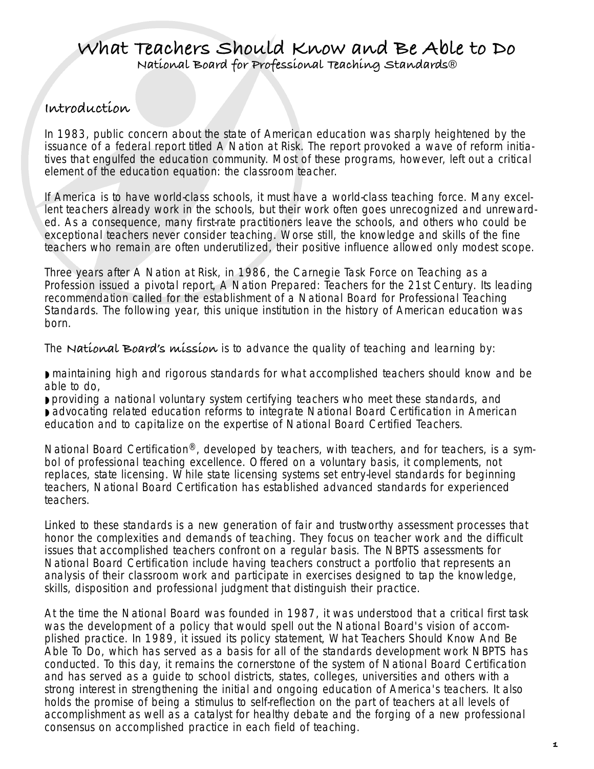# What Teachers Should Know and Be Able to Do

## National Board for Professional Teaching Standards®

### Introduction

In 1983, public concern about the state of American education was sharply heightened by the issuance of a federal report titled A Nation at Risk. The report provoked a wave of reform initiatives that engulfed the education community. Most of these programs, however, left out a critical element of the education equation: the classroom teacher.

If America is to have world-class schools, it must have a world-class teaching force. Many excellent teachers already work in the schools, but their work often goes unrecognized and unrewarded. As a consequence, many first-rate practitioners leave the schools, and others who could be exceptional teachers never consider teaching. Worse still, the knowledge and skills of the fine teachers who remain are often underutilized, their positive influence allowed only modest scope.

Three years after A Nation at Risk, in 1986, the Carnegie Task Force on Teaching as a Profession issued a pivotal report, A Nation Prepared: Teachers for the 21st Century. Its leading recommendation called for the establishment of a National Board for Professional Teaching Standards. The following year, this unique institution in the history of American education was born.

The **National Board's mission** is to advance the quality of teaching and learning by:

- maintaining high and rigorous standards for what accomplished teachers should know and be able to do,
- providing a national voluntary system certifying teachers who meet these standards, and
- advocating related education reforms to integrate National Board Certification in American education and to capitalize on the expertise of National Board Certified Teachers.

National Board Certification®, developed by teachers, with teachers, and for teachers, is a symbol of professional teaching excellence. Offered on a voluntary basis, it complements, not replaces, state licensing. While state licensing systems set entry-level standards for beginning teachers, National Board Certification has established advanced standards for experienced teachers.

Linked to these standards is a new generation of fair and trustworthy assessment processes that honor the complexities and demands of teaching. They focus on teacher work and the difficult issues that accomplished teachers confront on a regular basis. The NBPTS assessments for National Board Certification include having teachers construct a portfolio that represents an analysis of their classroom work and participate in exercises designed to tap the knowledge, skills, disposition and professional judgment that distinguish their practice.

At the time the National Board was founded in 1987, it was understood that a critical first task was the development of a policy that would spell out the National Board's vision of accomplished practice. In 1989, it issued its policy statement, What Teachers Should Know And Be Able To Do, which has served as a basis for all of the standards development work NBPTS has conducted. To this day, it remains the cornerstone of the system of National Board Certification and has served as a guide to school districts, states, colleges, universities and others with a strong interest in strengthening the initial and ongoing education of America's teachers. It also holds the promise of being a stimulus to self-reflection on the part of teachers at all levels of accomplishment as well as a catalyst for healthy debate and the forging of a new professional consensus on accomplished practice in each field of teaching.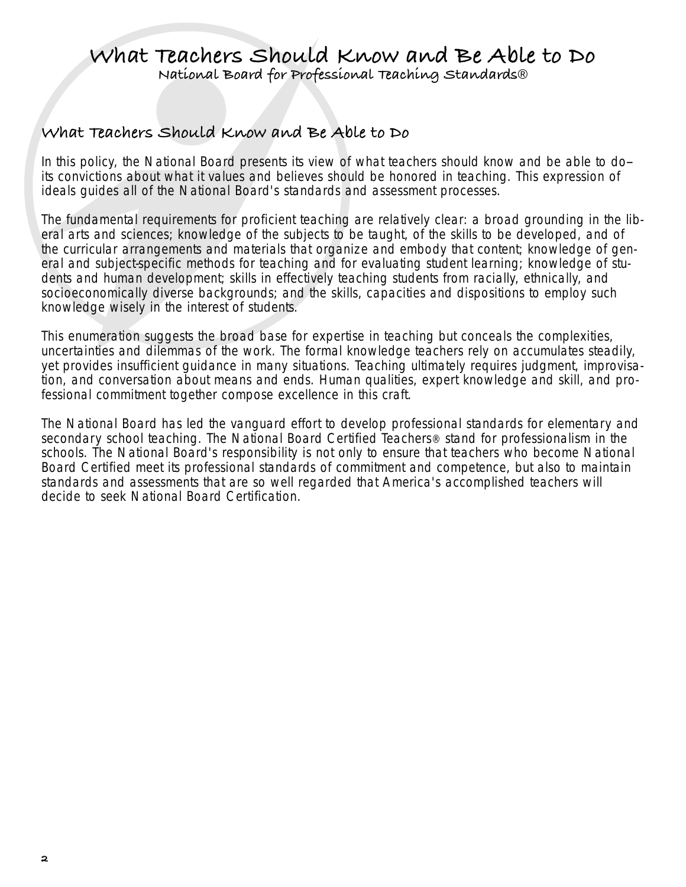# What Teachers Should Know and Be Able to Do

National Board for Professional Teaching Standards®

## What Teachers Should Know and Be Able to Do

In this policy, the National Board presents its view of what teachers should know and be able to do–its convictions about what it values and believes should be honored in teaching. This expression of ideals guides all of the National Board's standards and assessment processes.

The fundamental requirements for proficient teaching are relatively clear: a broad grounding in the liberal arts and sciences; knowledge of the subjects to be taught, of the skills to be developed, and of the curricular arrangements and materials that organize and embody that content; knowledge of general and subject-specific methods for teaching and for evaluating student learning; knowledge of students and human development; skills in effectively teaching students from racially, ethnically, and socioeconomically diverse backgrounds; and the skills, capacities and dispositions to employ such knowledge wisely in the interest of students.

This enumeration suggests the broad base for expertise in teaching but conceals the complexities, uncertainties and dilemmas of the work. The formal knowledge teachers rely on accumulates steadily, yet provides insufficient guidance in many situations. Teaching ultimately requires judgment, improvisation, and conversation about means and ends. Human qualities, expert knowledge and skill, and professional commitment together compose excellence in this craft.

The National Board has led the vanguard effort to develop professional standards for elementary and secondary school teaching. The National Board Certified Teachers® stand for professionalism in the schools. The National Board's responsibility is not only to ensure that teachers who become National Board Certified meet its professional standards of commitment and competence, but also to maintain standards and assessments that are so well regarded that America's accomplished teachers will decide to seek National Board Certification.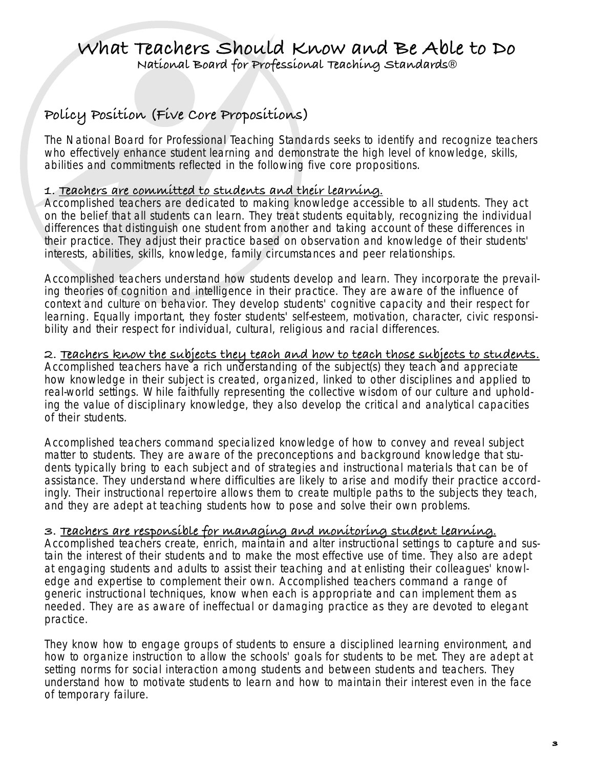# What Teachers Should Know and Be Able to Do

National Board for Professional Teaching Standards®

## Policy Position (Five Core Propositions)

The National Board for Professional Teaching Standards seeks to identify and recognize teachers who effectively enhance student learning and demonstrate the high level of knowledge, skills, abilities and commitments reflected in the following five core propositions.

### 1. Teachers are committed to students and their learning.

Accomplished teachers are dedicated to making knowledge accessible to all students. They act on the belief that all students can learn. They treat students equitably, recognizing the individual differences that distinguish one student from another and taking account of these differences in their practice. They adjust their practice based on observation and knowledge of their students' interests, abilities, skills, knowledge, family circumstances and peer relationships.

Accomplished teachers understand how students develop and learn. They incorporate the prevailing theories of cognition and intelligence in their practice. They are aware of the influence of context and culture on behavior. They develop students' cognitive capacity and their respect for learning. Equally important, they foster students' self-esteem, motivation, character, civic responsibility and their respect for individual, cultural, religious and racial differences.

### 2. Teachers know the subjects they teach and how to teach those subjects to students.

Accomplished teachers have a rich understanding of the subject(s) they teach and appreciate how knowledge in their subject is created, organized, linked to other disciplines and applied to real-world settings. While faithfully representing the collective wisdom of our culture and upholding the value of disciplinary knowledge, they also develop the critical and analytical capacities of their students.

Accomplished teachers command specialized knowledge of how to convey and reveal subject matter to students. They are aware of the preconceptions and background knowledge that students typically bring to each subject and of strategies and instructional materials that can be of assistance. They understand where difficulties are likely to arise and modify their practice accordingly. Their instructional repertoire allows them to create multiple paths to the subjects they teach, and they are adept at teaching students how to pose and solve their own problems.

### 3. Teachers are responsible for managing and monitoring student learning.

Accomplished teachers create, enrich, maintain and alter instructional settings to capture and sustain the interest of their students and to make the most effective use of time. They also are adept at engaging students and adults to assist their teaching and at enlisting their colleagues' knowledge and expertise to complement their own. Accomplished teachers command a range of generic instructional techniques, know when each is appropriate and can implement them as needed. They are as aware of ineffectual or damaging practice as they are devoted to elegant practice.

They know how to engage groups of students to ensure a disciplined learning environment, and how to organize instruction to allow the schools' goals for students to be met. They are adept at setting norms for social interaction among students and between students and teachers. They understand how to motivate students to learn and how to maintain their interest even in the face of temporary failure.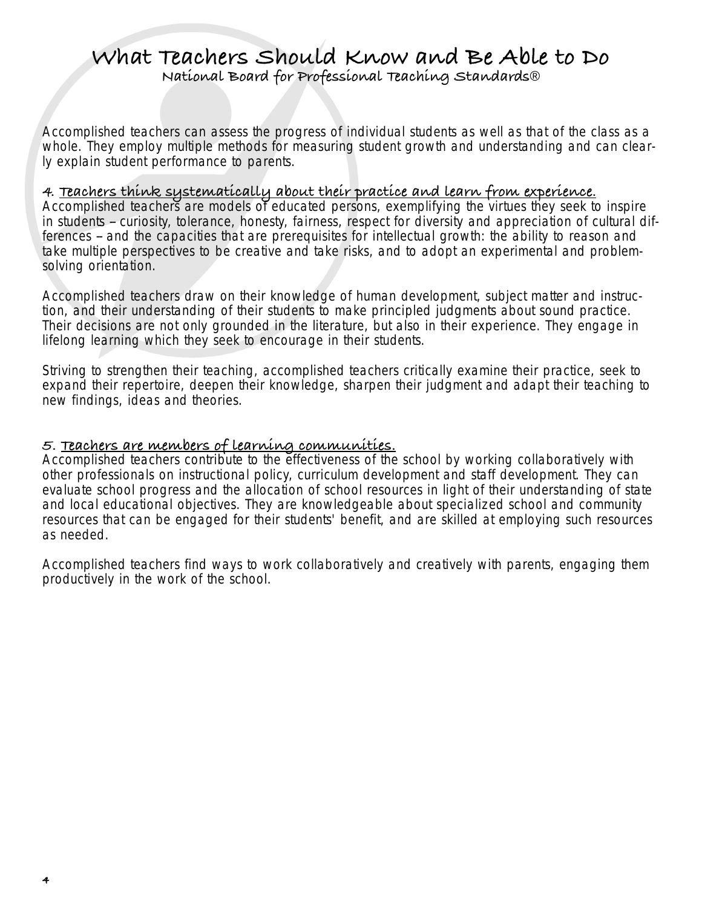# What Teachers Should Know and Be Able to Do

## National Board for Professional Teaching Standards®

Accomplished teachers can assess the progress of individual students as well as that of the class as a whole. They employ multiple methods for measuring student growth and understanding and can clearly explain student performance to parents.

### 4. Teachers think systematically about their practice and learn from experience.

Accomplished teachers are models of educated persons, exemplifying the virtues they seek to inspire in students – curiosity, tolerance, honesty, fairness, respect for diversity and appreciation of cultural differences – and the capacities that are prerequisites for intellectual growth: the ability to reason and take multiple perspectives to be creative and take risks, and to adopt an experimental and problem-solving orientation.

Accomplished teachers draw on their knowledge of human development, subject matter and instruction, and their understanding of their students to make principled judgments about sound practice. Their decisions are not only grounded in the literature, but also in their experience. They engage in lifelong learning which they seek to encourage in their students.

Striving to strengthen their teaching, accomplished teachers critically examine their practice, seek to expand their repertoire, deepen their knowledge, sharpen their judgment and adapt their teaching to new findings, ideas and theories.

### 5. Teachers are members of learning communities.

Accomplished teachers contribute to the effectiveness of the school by working collaboratively with other professionals on instructional policy, curriculum development and staff development. They can evaluate school progress and the allocation of school resources in light of their understanding of state and local educational objectives. They are knowledgeable about specialized school and community resources that can be engaged for their students' benefit, and are skilled at employing such resources as needed.

Accomplished teachers find ways to work collaboratively and creatively with parents, engaging them productively in the work of the school.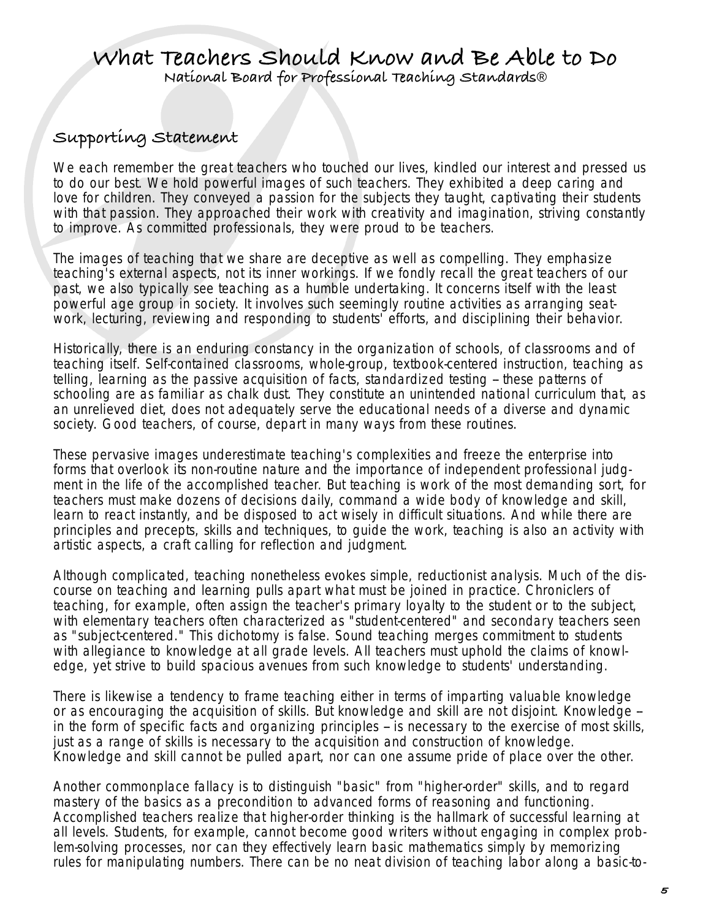# What Teachers Should Know and Be Able to Do

National Board for Professional Teaching Standards®

## Supporting Statement

We each remember the great teachers who touched our lives, kindled our interest and pressed us to do our best. We hold powerful images of such teachers. They exhibited a deep caring and love for children. They conveyed a passion for the subjects they taught, captivating their students with that passion. They approached their work with creativity and imagination, striving constantly to improve. As committed professionals, they were proud to be teachers.

The images of teaching that we share are deceptive as well as compelling. They emphasize teaching's external aspects, not its inner workings. If we fondly recall the great teachers of our past, we also typically see teaching as a humble undertaking. It concerns itself with the least powerful age group in society. It involves such seemingly routine activities as arranging seat-work, lecturing, reviewing and responding to students' efforts, and disciplining their behavior.

Historically, there is an enduring constancy in the organization of schools, of classrooms and of teaching itself. Self-contained classrooms, whole-group, textbook-centered instruction, teaching as telling, learning as the passive acquisition of facts, standardized testing – these patterns of schooling are as familiar as chalk dust. They constitute an unintended national curriculum that, as an unrelieved diet, does not adequately serve the educational needs of a diverse and dynamic society. Good teachers, of course, depart in many ways from these routines.

These pervasive images underestimate teaching's complexities and freeze the enterprise into forms that overlook its non-routine nature and the importance of independent professional judgment in the life of the accomplished teacher. But teaching is work of the most demanding sort, for teachers must make dozens of decisions daily, command a wide body of knowledge and skill, learn to react instantly, and be disposed to act wisely in difficult situations. And while there are principles and precepts, skills and techniques, to guide the work, teaching is also an activity with artistic aspects, a craft calling for reflection and judgment.

Although complicated, teaching nonetheless evokes simple, reductionist analysis. Much of the discourse on teaching and learning pulls apart what must be joined in practice. Chroniclers of teaching, for example, often assign the teacher's primary loyalty to the student or to the subject, with elementary teachers often characterized as "student-centered" and secondary teachers seen as "subject-centered." This dichotomy is false. Sound teaching merges commitment to students with allegiance to knowledge at all grade levels. All teachers must uphold the claims of knowledge, yet strive to build spacious avenues from such knowledge to students' understanding.

There is likewise a tendency to frame teaching either in terms of imparting valuable knowledge or as encouraging the acquisition of skills. But knowledge and skill are not disjoint. Knowledge – in the form of specific facts and organizing principles – is necessary to the exercise of most skills, just as a range of skills is necessary to the acquisition and construction of knowledge. Knowledge and skill cannot be pulled apart, nor can one assume pride of place over the other.

Another commonplace fallacy is to distinguish "basic" from "higher-order" skills, and to regard mastery of the basics as a precondition to advanced forms of reasoning and functioning. Accomplished teachers realize that higher-order thinking is the hallmark of successful learning at all levels. Students, for example, cannot become good writers without engaging in complex problem-solving processes, nor can they effectively learn basic mathematics simply by memorizing rules for manipulating numbers. There can be no neat division of teaching labor along a basic-to-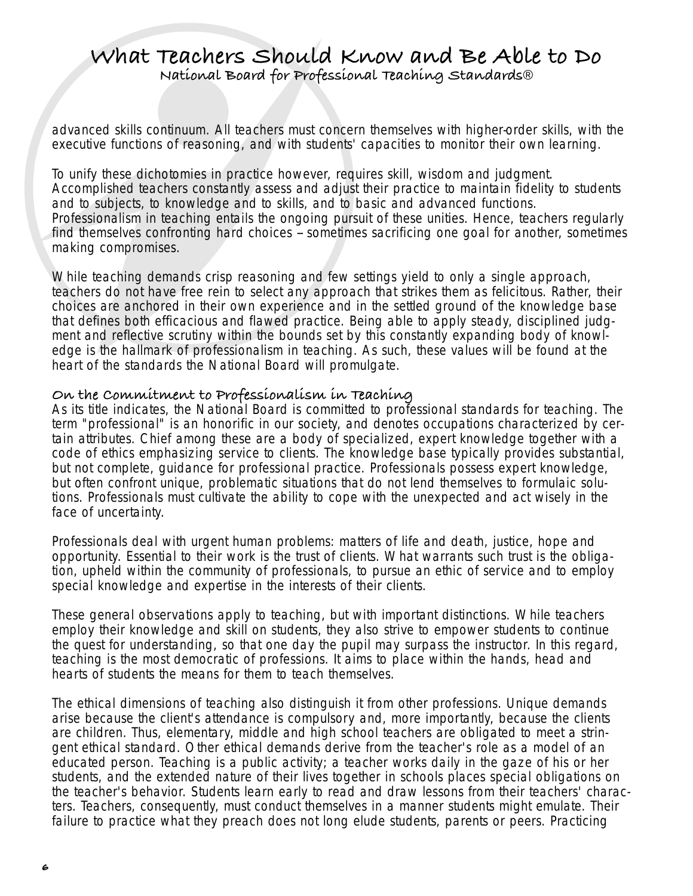advanced skills continuum. All teachers must concern themselves with higher-order skills, with the executive functions of reasoning, and with students' capacities to monitor their own learning.

To unify these dichotomies in practice however, requires skill, wisdom and judgment. Accomplished teachers constantly assess and adjust their practice to maintain fidelity to students and to subjects, to knowledge and to skills, and to basic and advanced functions. Professionalism in teaching entails the ongoing pursuit of these unities. Hence, teachers regularly find themselves confronting hard choices – sometimes sacrificing one goal for another, sometimes making compromises.

While teaching demands crisp reasoning and few settings yield to only a single approach, teachers do not have free rein to select any approach that strikes them as felicitous. Rather, their choices are anchored in their own experience and in the settled ground of the knowledge base that defines both efficacious and flawed practice. Being able to apply steady, disciplined judgment and reflective scrutiny within the bounds set by this constantly expanding body of knowledge is the hallmark of professionalism in teaching. As such, these values will be found at the heart of the standards the National Board will promulgate.

### On the Commitment to Professionalism in Teaching

As its title indicates, the National Board is committed to professional standards for teaching. The term "professional" is an honorific in our society, and denotes occupations characterized by certain attributes. Chief among these are a body of specialized, expert knowledge together with a code of ethics emphasizing service to clients. The knowledge base typically provides substantial, but not complete, guidance for professional practice. Professionals possess expert knowledge, but often confront unique, problematic situations that do not lend themselves to formulaic solutions. Professionals must cultivate the ability to cope with the unexpected and act wisely in the face of uncertainty.

Professionals deal with urgent human problems: matters of life and death, justice, hope and opportunity. Essential to their work is the trust of clients. What warrants such trust is the obligation, upheld within the community of professionals, to pursue an ethic of service and to employ special knowledge and expertise in the interests of their clients.

These general observations apply to teaching, but with important distinctions. While teachers employ their knowledge and skill on students, they also strive to empower students to continue the quest for understanding, so that one day the pupil may surpass the instructor. In this regard, teaching is the most democratic of professions. It aims to place within the hands, head and hearts of students the means for them to teach themselves.

The ethical dimensions of teaching also distinguish it from other professions. Unique demands arise because the client's attendance is compulsory and, more importantly, because the clients are children. Thus, elementary, middle and high school teachers are obligated to meet a stringent ethical standard. Other ethical demands derive from the teacher's role as a model of an educated person. Teaching is a public activity; a teacher works daily in the gaze of his or her students, and the extended nature of their lives together in schools places special obligations on the teacher's behavior. Students learn early to read and draw lessons from their teachers' characters. Teachers, consequently, must conduct themselves in a manner students might emulate. Their failure to practice what they preach does not long elude students, parents or peers. Practicing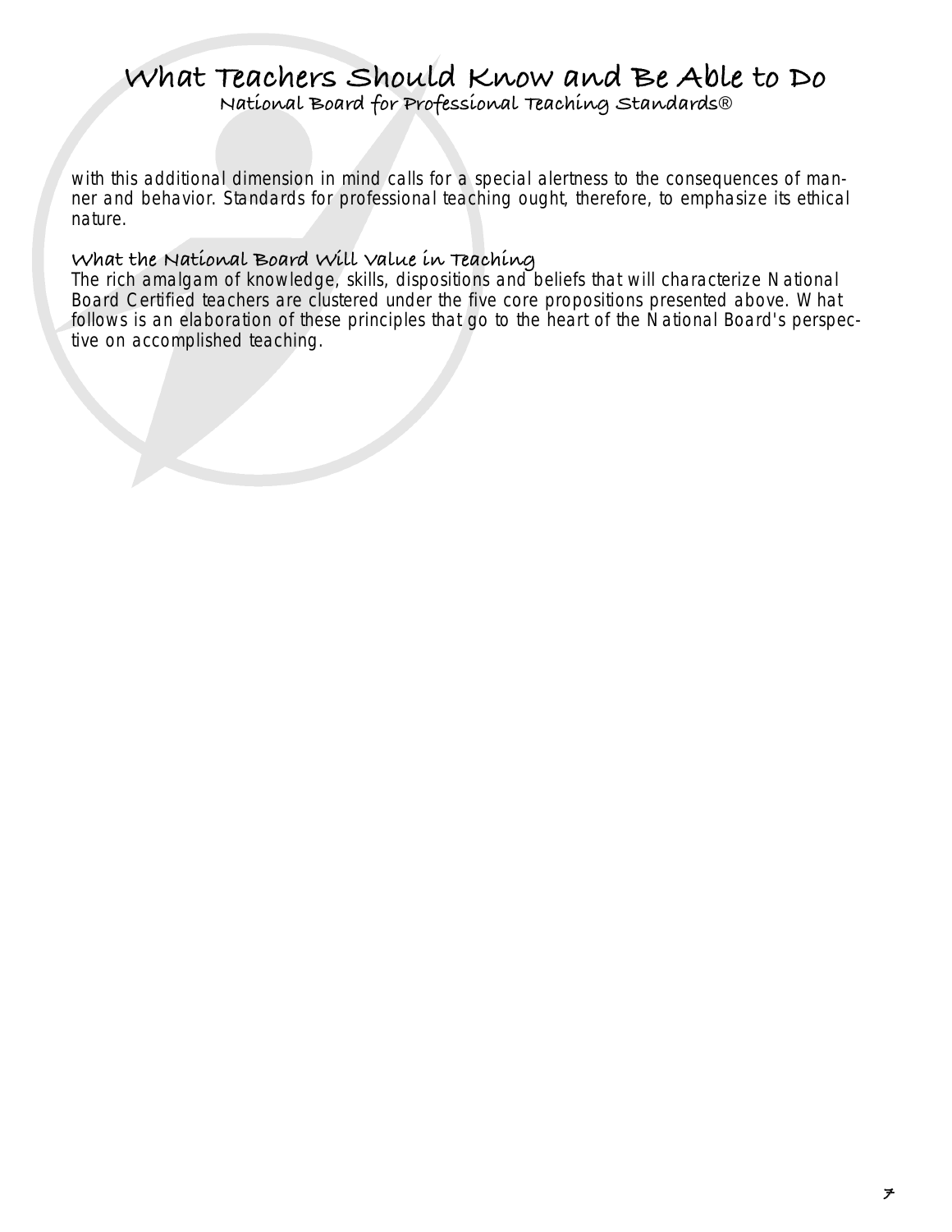with this additional dimension in mind calls for a special alertness to the consequences of manner and behavior. Standards for professional teaching ought, therefore, to emphasize its ethical nature.

### What the National Board Will Value in Teaching

The rich amalgam of knowledge, skills, dispositions and beliefs that will characterize National Board Certified teachers are clustered under the five core propositions presented above. What follows is an elaboration of these principles that go to the heart of the National Board's perspective on accomplished teaching.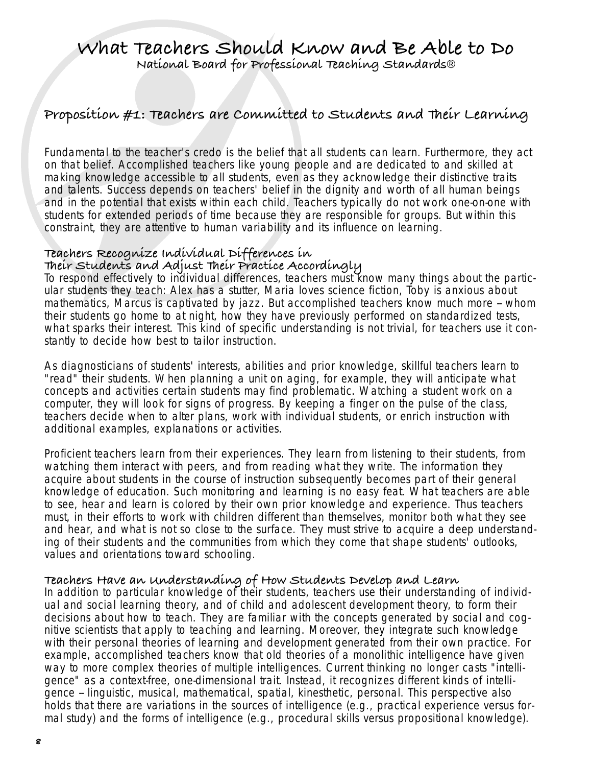# What Teachers Should Know and Be Able to Do

National Board for Professional Teaching Standards®

## Proposition #1: Teachers are Committed to Students and Their Learning

Fundamental to the teacher's credo is the belief that all students can learn. Furthermore, they act on that belief. Accomplished teachers like young people and are dedicated to and skilled at making knowledge accessible to all students, even as they acknowledge their distinctive traits and talents. Success depends on teachers' belief in the dignity and worth of all human beings and in the potential that exists within each child. Teachers typically do not work one-on-one with students for extended periods of time because they are responsible for groups. But within this constraint, they are attentive to human variability and its influence on learning.

### Teachers Recognize Individual Differences in Their Students and Adjust Their Practice Accordingly

To respond effectively to individual differences, teachers must know many things about the particular students they teach: Alex has a stutter, Maria loves science fiction, Toby is anxious about mathematics, Marcus is captivated by jazz. But accomplished teachers know much more – whom their students go home to at night, how they have previously performed on standardized tests, what sparks their interest. This kind of specific understanding is not trivial, for teachers use it constantly to decide how best to tailor instruction.

As diagnosticians of students' interests, abilities and prior knowledge, skillful teachers learn to "read" their students. When planning a unit on aging, for example, they will anticipate what concepts and activities certain students may find problematic. Watching a student work on a computer, they will look for signs of progress. By keeping a finger on the pulse of the class, teachers decide when to alter plans, work with individual students, or enrich instruction with additional examples, explanations or activities.

Proficient teachers learn from their experiences. They learn from listening to their students, from watching them interact with peers, and from reading what they write. The information they acquire about students in the course of instruction subsequently becomes part of their general knowledge of education. Such monitoring and learning is no easy feat. What teachers are able to see, hear and learn is colored by their own prior knowledge and experience. Thus teachers must, in their efforts to work with children different than themselves, monitor both what they see and hear, and what is not so close to the surface. They must strive to acquire a deep understanding of their students and the communities from which they come that shape students' outlooks, values and orientations toward schooling.

### Teachers Have an Understanding of How Students Develop and Learn

In addition to particular knowledge of their students, teachers use their understanding of individual and social learning theory, and of child and adolescent development theory, to form their decisions about how to teach. They are familiar with the concepts generated by social and cognitive scientists that apply to teaching and learning. Moreover, they integrate such knowledge with their personal theories of learning and development generated from their own practice. For example, accomplished teachers know that old theories of a monolithic intelligence have given way to more complex theories of multiple intelligences. Current thinking no longer casts "intelligence" as a context-free, one-dimensional trait. Instead, it recognizes different kinds of intelligence – linguistic, musical, mathematical, spatial, kinesthetic, personal. This perspective also holds that there are variations in the sources of intelligence (e.g., practical experience versus formal study) and the forms of intelligence (e.g., procedural skills versus propositional knowledge).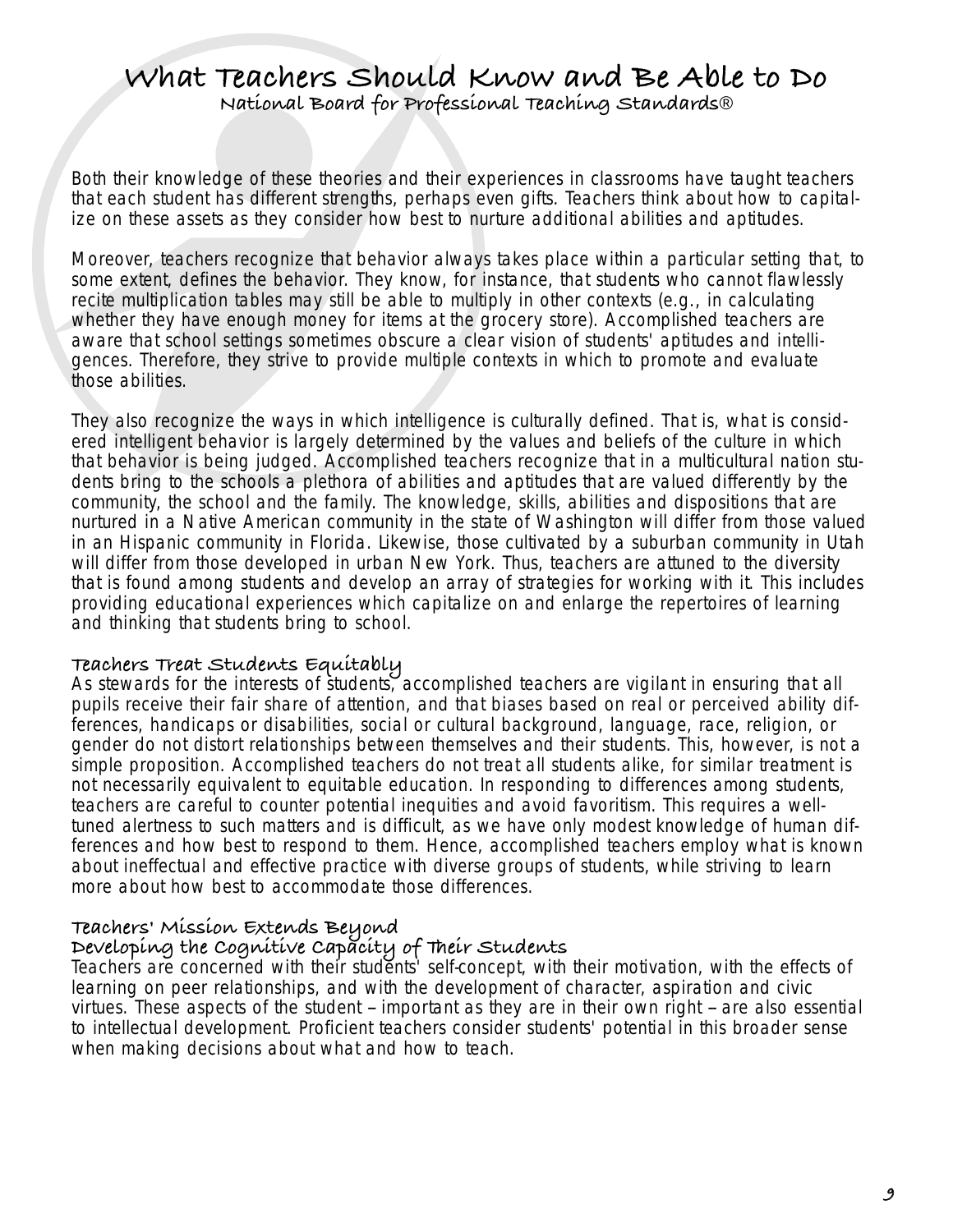Both their knowledge of these theories and their experiences in classrooms have taught teachers that each student has different strengths, perhaps even gifts. Teachers think about how to capitalize on these assets as they consider how best to nurture additional abilities and aptitudes.

Moreover, teachers recognize that behavior always takes place within a particular setting that, to some extent, defines the behavior. They know, for instance, that students who cannot flawlessly recite multiplication tables may still be able to multiply in other contexts (e.g., in calculating whether they have enough money for items at the grocery store). Accomplished teachers are aware that school settings sometimes obscure a clear vision of students' aptitudes and intelligences. Therefore, they strive to provide multiple contexts in which to promote and evaluate those abilities.

They also recognize the ways in which intelligence is culturally defined. That is, what is considered intelligent behavior is largely determined by the values and beliefs of the culture in which that behavior is being judged. Accomplished teachers recognize that in a multicultural nation students bring to the schools a plethora of abilities and aptitudes that are valued differently by the community, the school and the family. The knowledge, skills, abilities and dispositions that are nurtured in a Native American community in the state of Washington will differ from those valued in an Hispanic community in Florida. Likewise, those cultivated by a suburban community in Utah will differ from those developed in urban New York. Thus, teachers are attuned to the diversity that is found among students and develop an array of strategies for working with it. This includes providing educational experiences which capitalize on and enlarge the repertoires of learning and thinking that students bring to school.

### Teachers Treat Students Equitably

As stewards for the interests of students, accomplished teachers are vigilant in ensuring that all pupils receive their fair share of attention, and that biases based on real or perceived ability differences, handicaps or disabilities, social or cultural background, language, race, religion, or gender do not distort relationships between themselves and their students. This, however, is not a simple proposition. Accomplished teachers do not treat all students alike, for similar treatment is not necessarily equivalent to equitable education. In responding to differences among students, teachers are careful to counter potential inequities and avoid favoritism. This requires a well-tuned alertness to such matters and is difficult, as we have only modest knowledge of human differences and how best to respond to them. Hence, accomplished teachers employ what is known about ineffectual and effective practice with diverse groups of students, while striving to learn more about how best to accommodate those differences.

### Teachers' Mission Extends Beyond Developing the Cognitive Capacity of Their Students

Teachers are concerned with their students' self-concept, with their motivation, with the effects of learning on peer relationships, and with the development of character, aspiration and civic virtues. These aspects of the student – important as they are in their own right – are also essential to intellectual development. Proficient teachers consider students' potential in this broader sense when making decisions about what and how to teach.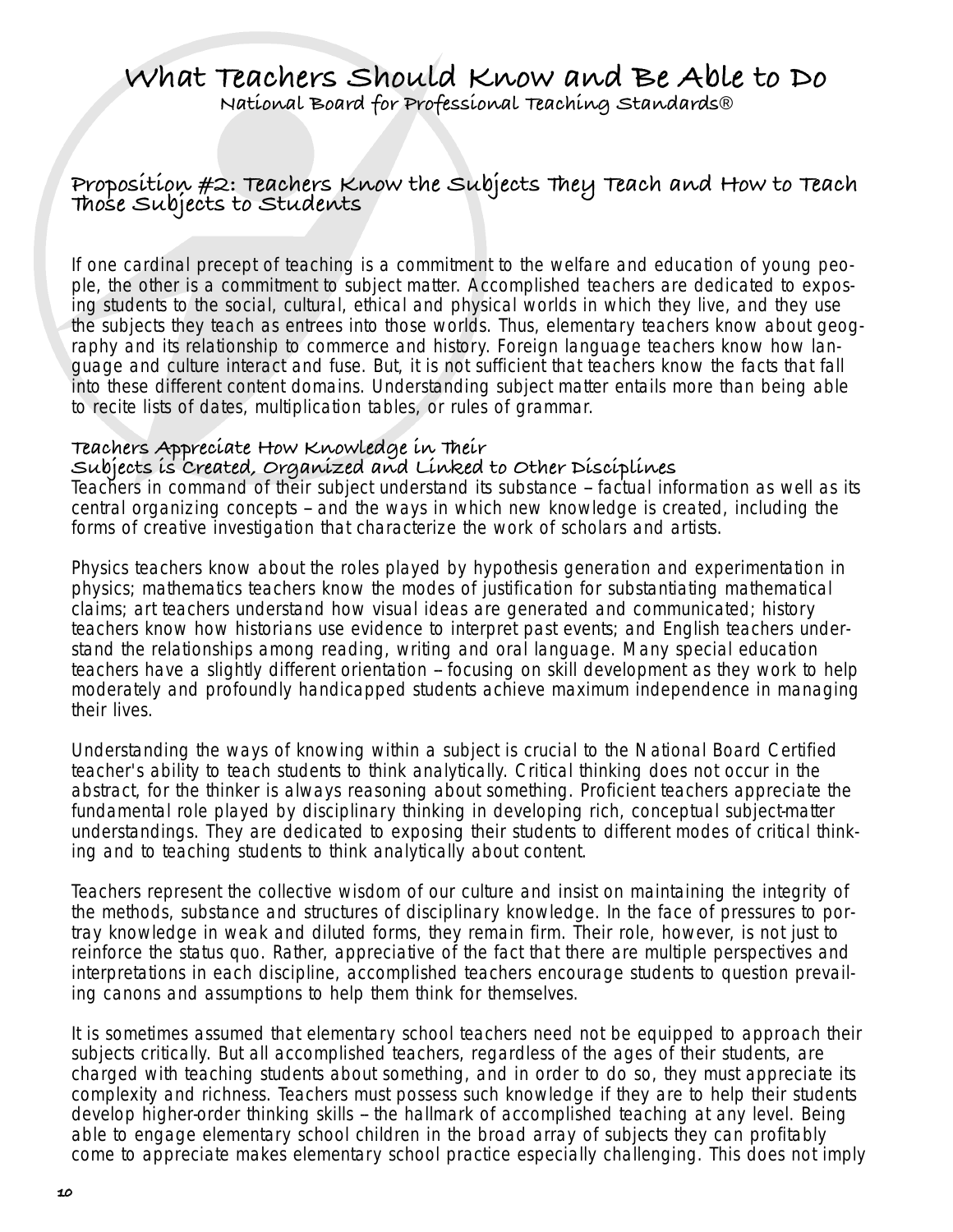# What Teachers Should Know and Be Able to Do

National Board for Professional Teaching Standards®

## Proposition #2: Teachers Know the Subjects They Teach and How to Teach Those Subjects to Students

If one cardinal precept of teaching is a commitment to the welfare and education of young people, the other is a commitment to subject matter. Accomplished teachers are dedicated to exposing students to the social, cultural, ethical and physical worlds in which they live, and they use the subjects they teach as entrees into those worlds. Thus, elementary teachers know about geography and its relationship to commerce and history. Foreign language teachers know how language and culture interact and fuse. But, it is not sufficient that teachers know the facts that fall into these different content domains. Understanding subject matter entails more than being able to recite lists of dates, multiplication tables, or rules of grammar.

### Teachers Appreciate How Knowledge in Their Subjects is Created, Organized and Linked to Other Disciplines

Teachers in command of their subject understand its substance – factual information as well as its central organizing concepts – and the ways in which new knowledge is created, including the forms of creative investigation that characterize the work of scholars and artists.

Physics teachers know about the roles played by hypothesis generation and experimentation in physics; mathematics teachers know the modes of justification for substantiating mathematical claims; art teachers understand how visual ideas are generated and communicated; history teachers know how historians use evidence to interpret past events; and English teachers understand the relationships among reading, writing and oral language. Many special education teachers have a slightly different orientation – focusing on skill development as they work to help moderately and profoundly handicapped students achieve maximum independence in managing their lives.

Understanding the ways of knowing within a subject is crucial to the National Board Certified teacher's ability to teach students to think analytically. Critical thinking does not occur in the abstract, for the thinker is always reasoning about something. Proficient teachers appreciate the fundamental role played by disciplinary thinking in developing rich, conceptual subject-matter understandings. They are dedicated to exposing their students to different modes of critical thinking and to teaching students to think analytically about content.

Teachers represent the collective wisdom of our culture and insist on maintaining the integrity of the methods, substance and structures of disciplinary knowledge. In the face of pressures to portray knowledge in weak and diluted forms, they remain firm. Their role, however, is not just to reinforce the status quo. Rather, appreciative of the fact that there are multiple perspectives and interpretations in each discipline, accomplished teachers encourage students to question prevailing canons and assumptions to help them think for themselves.

It is sometimes assumed that elementary school teachers need not be equipped to approach their subjects critically. But all accomplished teachers, regardless of the ages of their students, are charged with teaching students about something, and in order to do so, they must appreciate its complexity and richness. Teachers must possess such knowledge if they are to help their students develop higher-order thinking skills – the hallmark of accomplished teaching at any level. Being able to engage elementary school children in the broad array of subjects they can profitably come to appreciate makes elementary school practice especially challenging. This does not imply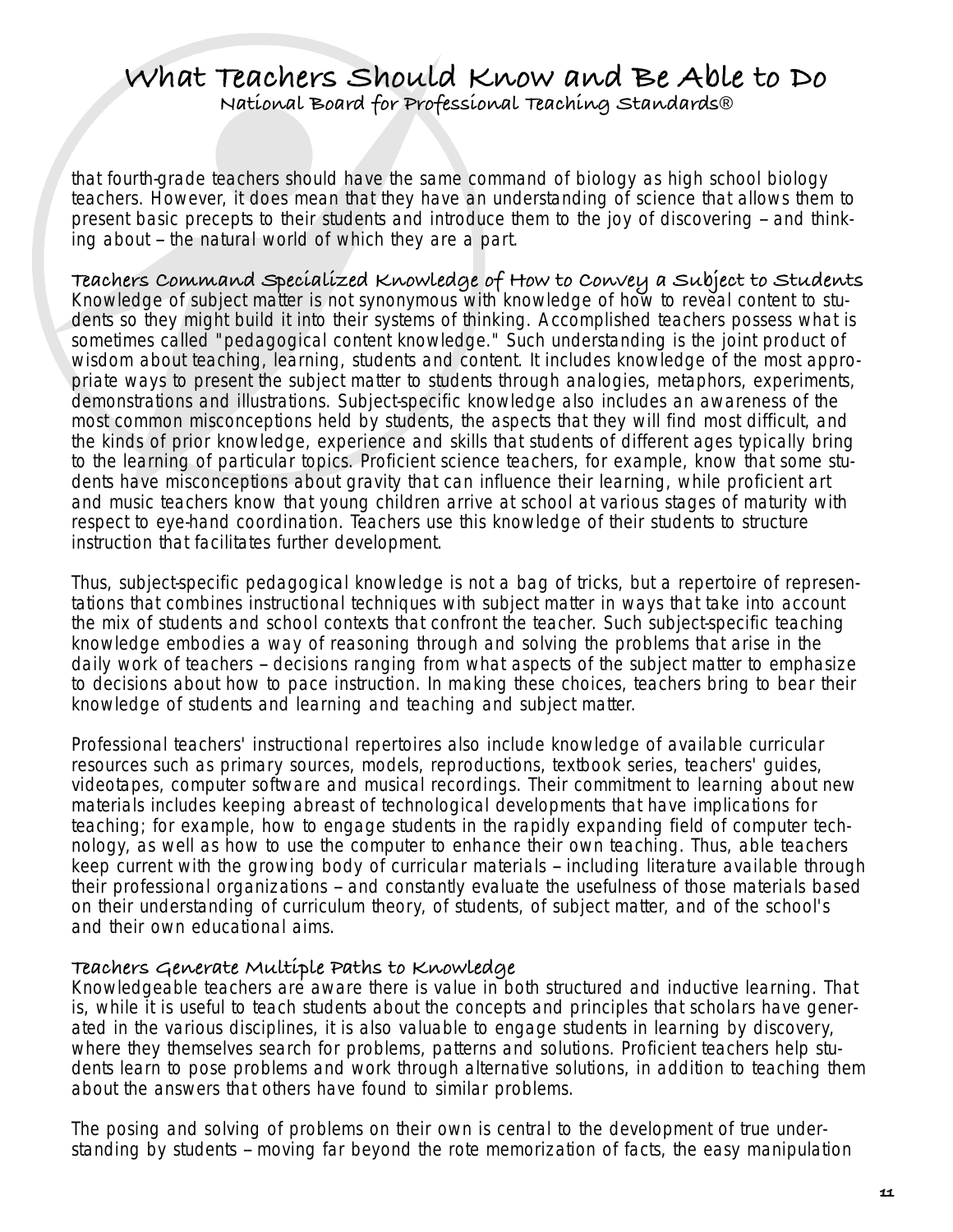that fourth-grade teachers should have the same command of biology as high school biology teachers. However, it does mean that they have an understanding of science that allows them to present basic precepts to their students and introduce them to the joy of discovering – and thinking about – the natural world of which they are a part.

### Teachers Command Specialized Knowledge of How to Convey a Subject to Students

Knowledge of subject matter is not synonymous with knowledge of how to reveal content to students so they might build it into their systems of thinking. Accomplished teachers possess what is sometimes called "pedagogical content knowledge." Such understanding is the joint product of wisdom about teaching, learning, students and content. It includes knowledge of the most appropriate ways to present the subject matter to students through analogies, metaphors, experiments, demonstrations and illustrations. Subject-specific knowledge also includes an awareness of the most common misconceptions held by students, the aspects that they will find most difficult, and the kinds of prior knowledge, experience and skills that students of different ages typically bring to the learning of particular topics. Proficient science teachers, for example, know that some students have misconceptions about gravity that can influence their learning, while proficient art and music teachers know that young children arrive at school at various stages of maturity with respect to eye-hand coordination. Teachers use this knowledge of their students to structure instruction that facilitates further development.

Thus, subject-specific pedagogical knowledge is not a bag of tricks, but a repertoire of representations that combines instructional techniques with subject matter in ways that take into account the mix of students and school contexts that confront the teacher. Such subject-specific teaching knowledge embodies a way of reasoning through and solving the problems that arise in the daily work of teachers – decisions ranging from what aspects of the subject matter to emphasize to decisions about how to pace instruction. In making these choices, teachers bring to bear their knowledge of students and learning and teaching and subject matter.

Professional teachers' instructional repertoires also include knowledge of available curricular resources such as primary sources, models, reproductions, textbook series, teachers' guides, videotapes, computer software and musical recordings. Their commitment to learning about new materials includes keeping abreast of technological developments that have implications for teaching; for example, how to engage students in the rapidly expanding field of computer technology, as well as how to use the computer to enhance their own teaching. Thus, able teachers keep current with the growing body of curricular materials – including literature available through their professional organizations – and constantly evaluate the usefulness of those materials based on their understanding of curriculum theory, of students, of subject matter, and of the school's and their own educational aims.

### Teachers Generate Multiple Paths to Knowledge

Knowledgeable teachers are aware there is value in both structured and inductive learning. That is, while it is useful to teach students about the concepts and principles that scholars have generated in the various disciplines, it is also valuable to engage students in learning by discovery, where they themselves search for problems, patterns and solutions. Proficient teachers help students learn to pose problems and work through alternative solutions, in addition to teaching them about the answers that others have found to similar problems.

The posing and solving of problems on their own is central to the development of true understanding by students – moving far beyond the rote memorization of facts, the easy manipulation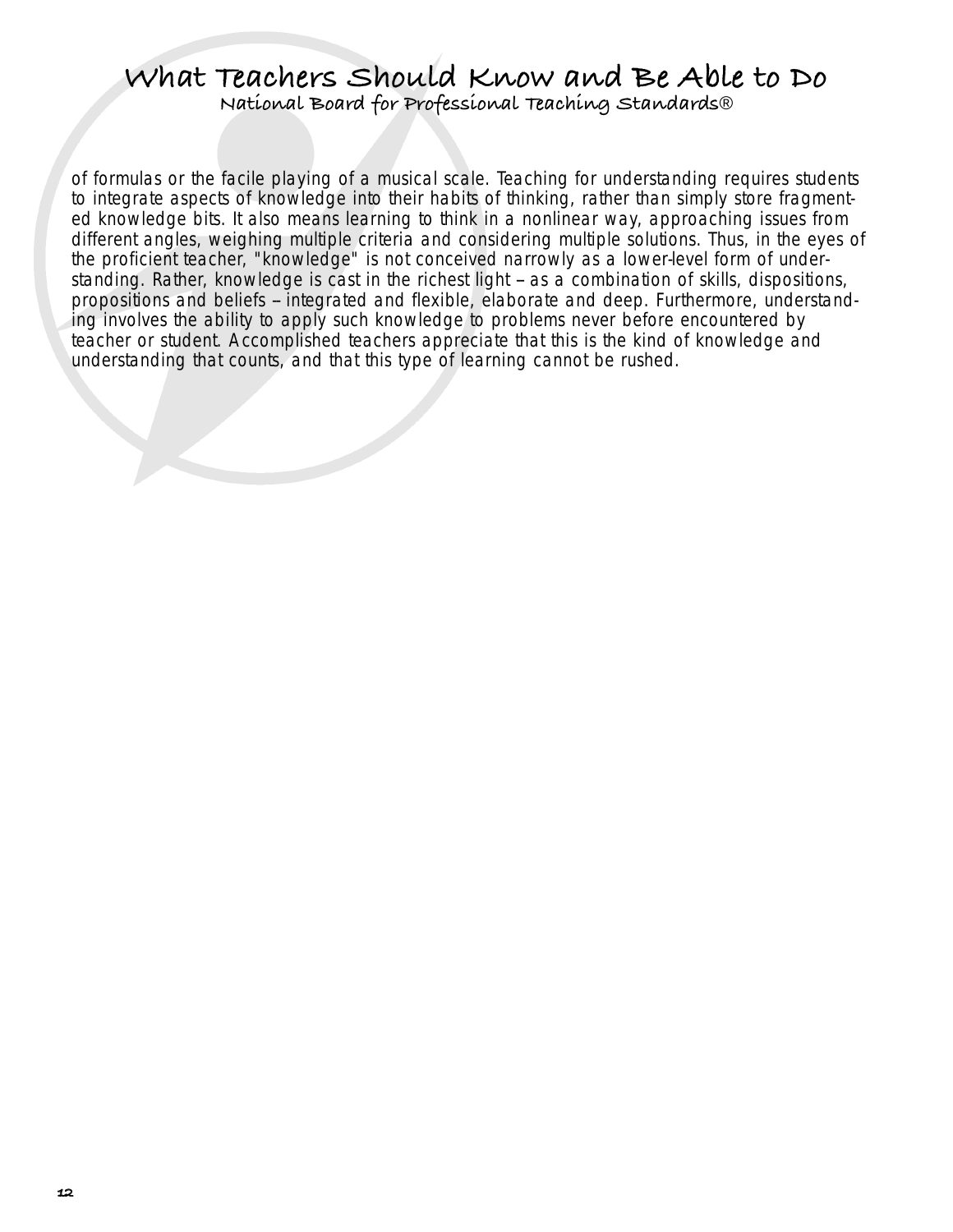of formulas or the facile playing of a musical scale. Teaching for understanding requires students to integrate aspects of knowledge into their habits of thinking, rather than simply store fragmented knowledge bits. It also means learning to think in a nonlinear way, approaching issues from different angles, weighing multiple criteria and considering multiple solutions. Thus, in the eyes of the proficient teacher, "knowledge" is not conceived narrowly as a lower-level form of understanding. Rather, knowledge is cast in the richest light – as a combination of skills, dispositions, propositions and beliefs – integrated and flexible, elaborate and deep. Furthermore, understanding involves the ability to apply such knowledge to problems never before encountered by teacher or student. Accomplished teachers appreciate that this is the kind of knowledge and understanding that counts, and that this type of learning cannot be rushed.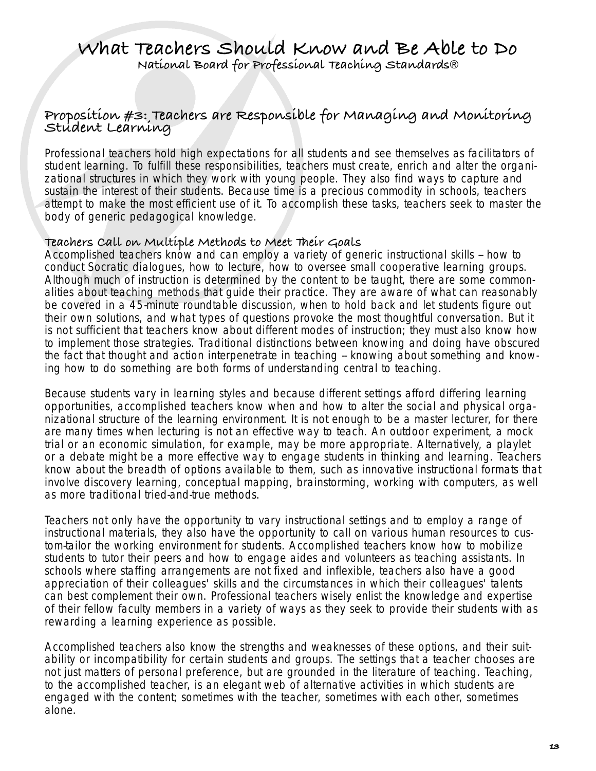# What Teachers Should Know and Be Able to Do

National Board for Professional Teaching Standards®

## Proposition #3: Teachers are Responsible for Managing and Monitoring Student Learning

Professional teachers hold high expectations for all students and see themselves as facilitators of student learning. To fulfill these responsibilities, teachers must create, enrich and alter the organizational structures in which they work with young people. They also find ways to capture and sustain the interest of their students. Because time is a precious commodity in schools, teachers attempt to make the most efficient use of it. To accomplish these tasks, teachers seek to master the body of generic pedagogical knowledge.

### Teachers Call on Multiple Methods to Meet Their Goals

Accomplished teachers know and can employ a variety of generic instructional skills – how to conduct Socratic dialogues, how to lecture, how to oversee small cooperative learning groups. Although much of instruction is determined by the content to be taught, there are some commonalities about teaching methods that guide their practice. They are aware of what can reasonably be covered in a 45-minute roundtable discussion, when to hold back and let students figure out their own solutions, and what types of questions provoke the most thoughtful conversation. But it is not sufficient that teachers know about different modes of instruction; they must also know how to implement those strategies. Traditional distinctions between knowing and doing have obscured the fact that thought and action interpenetrate in teaching – knowing about something and knowing how to do something are both forms of understanding central to teaching.

Because students vary in learning styles and because different settings afford differing learning opportunities, accomplished teachers know when and how to alter the social and physical organizational structure of the learning environment. It is not enough to be a master lecturer, for there are many times when lecturing is not an effective way to teach. An outdoor experiment, a mock trial or an economic simulation, for example, may be more appropriate. Alternatively, a playlet or a debate might be a more effective way to engage students in thinking and learning. Teachers know about the breadth of options available to them, such as innovative instructional formats that involve discovery learning, conceptual mapping, brainstorming, working with computers, as well as more traditional tried-and-true methods.

Teachers not only have the opportunity to vary instructional settings and to employ a range of instructional materials, they also have the opportunity to call on various human resources to custom-tailor the working environment for students. Accomplished teachers know how to mobilize students to tutor their peers and how to engage aides and volunteers as teaching assistants. In schools where staffing arrangements are not fixed and inflexible, teachers also have a good appreciation of their colleagues' skills and the circumstances in which their colleagues' talents can best complement their own. Professional teachers wisely enlist the knowledge and expertise of their fellow faculty members in a variety of ways as they seek to provide their students with as rewarding a learning experience as possible.

Accomplished teachers also know the strengths and weaknesses of these options, and their suitability or incompatibility for certain students and groups. The settings that a teacher chooses are not just matters of personal preference, but are grounded in the literature of teaching. Teaching, to the accomplished teacher, is an elegant web of alternative activities in which students are engaged with the content; sometimes with the teacher, sometimes with each other, sometimes alone.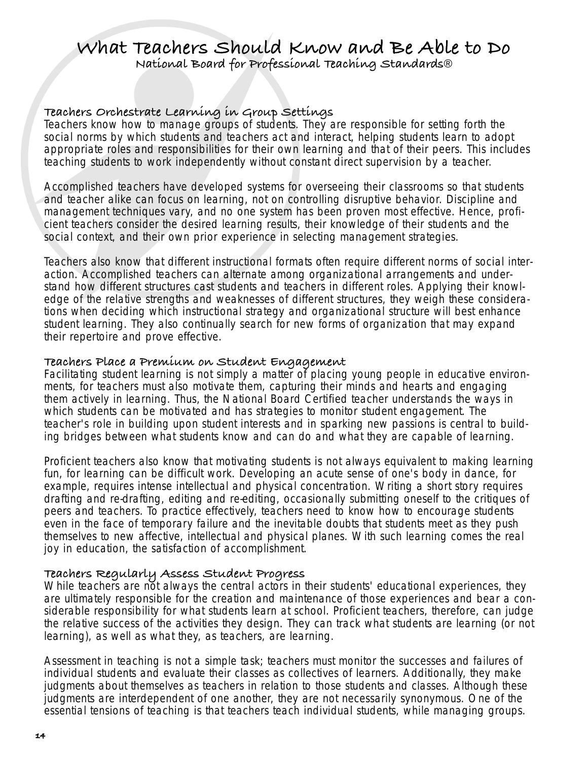# What Teachers Should Know and Be Able to Do

National Board for Professional Teaching Standards®

### Teachers Orchestrate Learning in Group Settings

Teachers know how to manage groups of students. They are responsible for setting forth the social norms by which students and teachers act and interact, helping students learn to adopt appropriate roles and responsibilities for their own learning and that of their peers. This includes teaching students to work independently without constant direct supervision by a teacher.

Accomplished teachers have developed systems for overseeing their classrooms so that students and teacher alike can focus on learning, not on controlling disruptive behavior. Discipline and management techniques vary, and no one system has been proven most effective. Hence, proficient teachers consider the desired learning results, their knowledge of their students and the social context, and their own prior experience in selecting management strategies.

Teachers also know that different instructional formats often require different norms of social interaction. Accomplished teachers can alternate among organizational arrangements and understand how different structures cast students and teachers in different roles. Applying their knowledge of the relative strengths and weaknesses of different structures, they weigh these considerations when deciding which instructional strategy and organizational structure will best enhance student learning. They also continually search for new forms of organization that may expand their repertoire and prove effective.

### Teachers Place a Premium on Student Engagement

Facilitating student learning is not simply a matter of placing young people in educative environments, for teachers must also motivate them, capturing their minds and hearts and engaging them actively in learning. Thus, the National Board Certified teacher understands the ways in which students can be motivated and has strategies to monitor student engagement. The teacher's role in building upon student interests and in sparking new passions is central to building bridges between what students know and can do and what they are capable of learning.

Proficient teachers also know that motivating students is not always equivalent to making learning fun, for learning can be difficult work. Developing an acute sense of one's body in dance, for example, requires intense intellectual and physical concentration. Writing a short story requires drafting and re-drafting, editing and re-editing, occasionally submitting oneself to the critiques of peers and teachers. To practice effectively, teachers need to know how to encourage students even in the face of temporary failure and the inevitable doubts that students meet as they push themselves to new affective, intellectual and physical planes. With such learning comes the real joy in education, the satisfaction of accomplishment.

### Teachers Regularly Assess Student Progress

While teachers are not always the central actors in their students' educational experiences, they are ultimately responsible for the creation and maintenance of those experiences and bear a considerable responsibility for what students learn at school. Proficient teachers, therefore, can judge the relative success of the activities they design. They can track what students are learning (or not learning), as well as what they, as teachers, are learning.

Assessment in teaching is not a simple task; teachers must monitor the successes and failures of individual students and evaluate their classes as collectives of learners. Additionally, they make judgments about themselves as teachers in relation to those students and classes. Although these judgments are interdependent of one another, they are not necessarily synonymous. One of the essential tensions of teaching is that teachers teach individual students, while managing groups.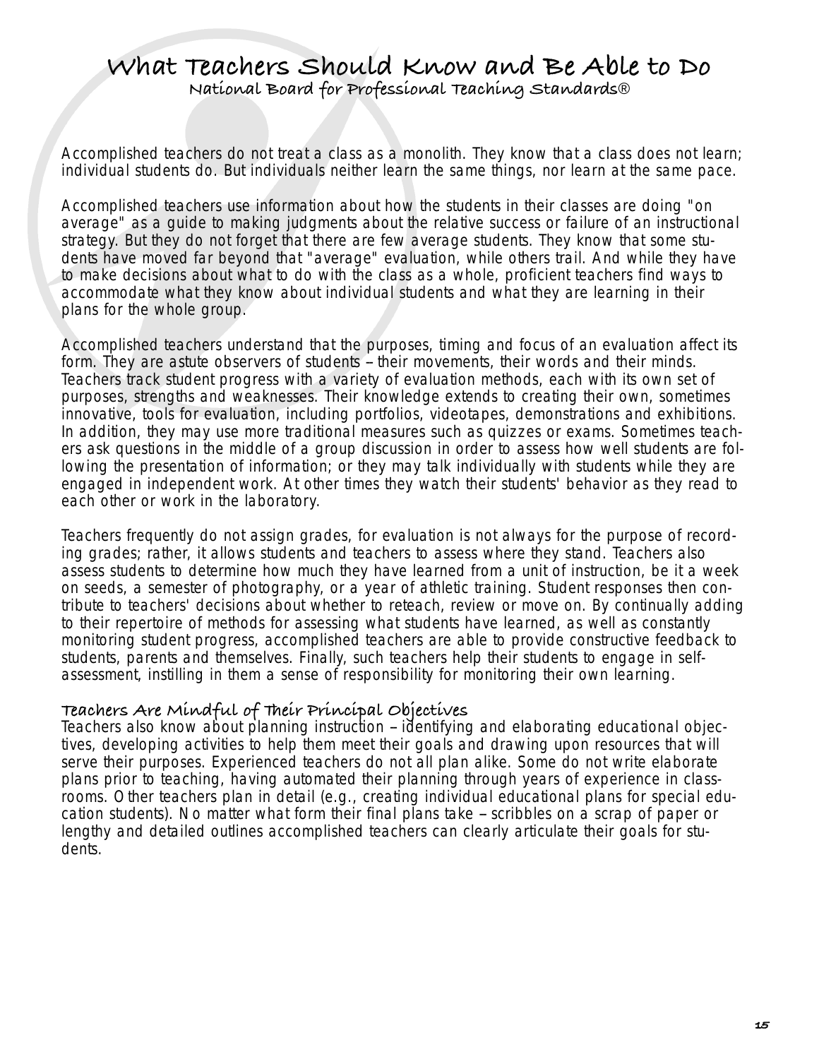Accomplished teachers do not treat a class as a monolith. They know that a class does not learn; individual students do. But individuals neither learn the same things, nor learn at the same pace.

Accomplished teachers use information about how the students in their classes are doing "on average" as a guide to making judgments about the relative success or failure of an instructional strategy. But they do not forget that there are few average students. They know that some students have moved far beyond that "average" evaluation, while others trail. And while they have to make decisions about what to do with the class as a whole, proficient teachers find ways to accommodate what they know about individual students and what they are learning in their plans for the whole group.

Accomplished teachers understand that the purposes, timing and focus of an evaluation affect its form. They are astute observers of students – their movements, their words and their minds. Teachers track student progress with a variety of evaluation methods, each with its own set of purposes, strengths and weaknesses. Their knowledge extends to creating their own, sometimes innovative, tools for evaluation, including portfolios, videotapes, demonstrations and exhibitions. In addition, they may use more traditional measures such as quizzes or exams. Sometimes teachers ask questions in the middle of a group discussion in order to assess how well students are following the presentation of information; or they may talk individually with students while they are engaged in independent work. At other times they watch their students' behavior as they read to each other or work in the laboratory.

Teachers frequently do not assign grades, for evaluation is not always for the purpose of recording grades; rather, it allows students and teachers to assess where they stand. Teachers also assess students to determine how much they have learned from a unit of instruction, be it a week on seeds, a semester of photography, or a year of athletic training. Student responses then contribute to teachers' decisions about whether to reteach, review or move on. By continually adding to their repertoire of methods for assessing what students have learned, as well as constantly monitoring student progress, accomplished teachers are able to provide constructive feedback to students, parents and themselves. Finally, such teachers help their students to engage in self-assessment, instilling in them a sense of responsibility for monitoring their own learning.

### Teachers Are Mindful of Their Principal Objectives

Teachers also know about planning instruction – identifying and elaborating educational objectives, developing activities to help them meet their goals and drawing upon resources that will serve their purposes. Experienced teachers do not all plan alike. Some do not write elaborate plans prior to teaching, having automated their planning through years of experience in classrooms. Other teachers plan in detail (e.g., creating individual educational plans for special education students). No matter what form their final plans take – scribbles on a scrap of paper or lengthy and detailed outlines accomplished teachers can clearly articulate their goals for students.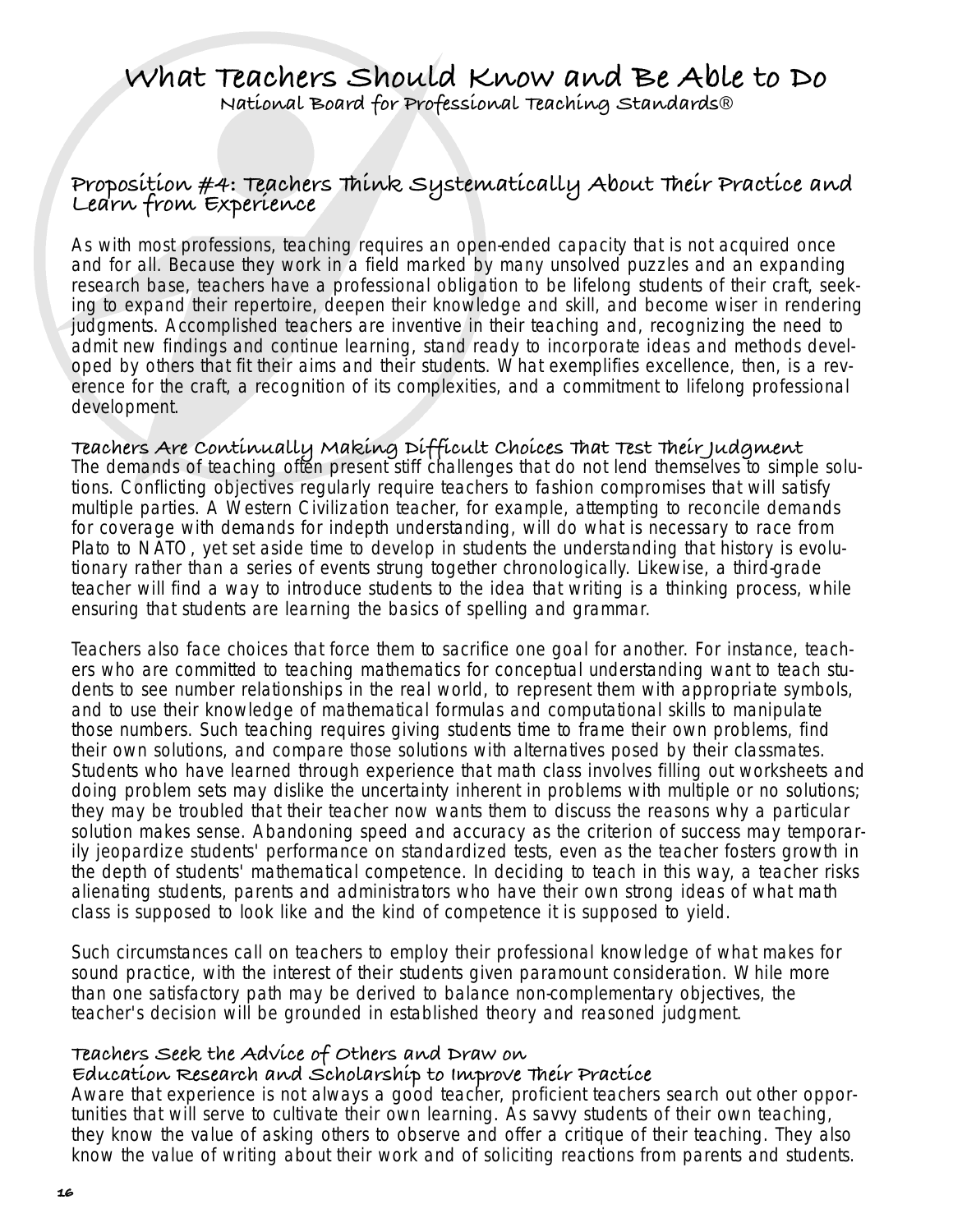# What Teachers Should Know and Be Able to Do

National Board for Professional Teaching Standards®

## Proposition #4: Teachers Think Systematically About Their Practice and Learn from Experience

As with most professions, teaching requires an open-ended capacity that is not acquired once and for all. Because they work in a field marked by many unsolved puzzles and an expanding research base, teachers have a professional obligation to be lifelong students of their craft, seeking to expand their repertoire, deepen their knowledge and skill, and become wiser in rendering judgments. Accomplished teachers are inventive in their teaching and, recognizing the need to admit new findings and continue learning, stand ready to incorporate ideas and methods developed by others that fit their aims and their students. What exemplifies excellence, then, is a reverence for the craft, a recognition of its complexities, and a commitment to lifelong professional development.

### Teachers Are Continually Making Difficult Choices That Test Their Judgment

The demands of teaching often present stiff challenges that do not lend themselves to simple solutions. Conflicting objectives regularly require teachers to fashion compromises that will satisfy multiple parties. A Western Civilization teacher, for example, attempting to reconcile demands for coverage with demands for indepth understanding, will do what is necessary to race from Plato to NATO, yet set aside time to develop in students the understanding that history is evolutionary rather than a series of events strung together chronologically. Likewise, a third-grade teacher will find a way to introduce students to the idea that writing is a thinking process, while ensuring that students are learning the basics of spelling and grammar.

Teachers also face choices that force them to sacrifice one goal for another. For instance, teachers who are committed to teaching mathematics for conceptual understanding want to teach students to see number relationships in the real world, to represent them with appropriate symbols, and to use their knowledge of mathematical formulas and computational skills to manipulate those numbers. Such teaching requires giving students time to frame their own problems, find their own solutions, and compare those solutions with alternatives posed by their classmates. Students who have learned through experience that math class involves filling out worksheets and doing problem sets may dislike the uncertainty inherent in problems with multiple or no solutions; they may be troubled that their teacher now wants them to discuss the reasons why a particular solution makes sense. Abandoning speed and accuracy as the criterion of success may temporarily jeopardize students' performance on standardized tests, even as the teacher fosters growth in the depth of students' mathematical competence. In deciding to teach in this way, a teacher risks alienating students, parents and administrators who have their own strong ideas of what math class is supposed to look like and the kind of competence it is supposed to yield.

Such circumstances call on teachers to employ their professional knowledge of what makes for sound practice, with the interest of their students given paramount consideration. While more than one satisfactory path may be derived to balance non-complementary objectives, the teacher's decision will be grounded in established theory and reasoned judgment.

### Teachers Seek the Advice of Others and Draw on Education Research and Scholarship to Improve Their Practice

Aware that experience is not always a good teacher, proficient teachers search out other opportunities that will serve to cultivate their own learning. As savvy students of their own teaching, they know the value of asking others to observe and offer a critique of their teaching. They also know the value of writing about their work and of soliciting reactions from parents and students.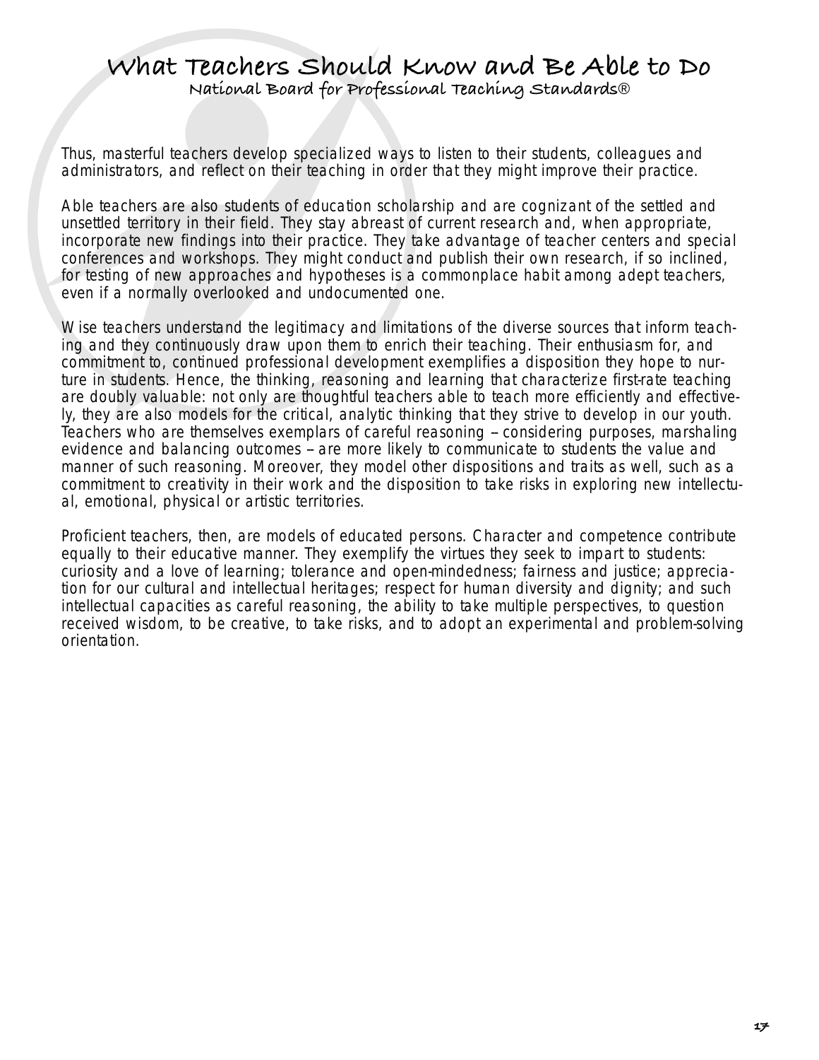Thus, masterful teachers develop specialized ways to listen to their students, colleagues and administrators, and reflect on their teaching in order that they might improve their practice.

Able teachers are also students of education scholarship and are cognizant of the settled and unsettled territory in their field. They stay abreast of current research and, when appropriate, incorporate new findings into their practice. They take advantage of teacher centers and special conferences and workshops. They might conduct and publish their own research, if so inclined, for testing of new approaches and hypotheses is a commonplace habit among adept teachers, even if a normally overlooked and undocumented one.

Wise teachers understand the legitimacy and limitations of the diverse sources that inform teaching and they continuously draw upon them to enrich their teaching. Their enthusiasm for, and commitment to, continued professional development exemplifies a disposition they hope to nurture in students. Hence, the thinking, reasoning and learning that characterize first-rate teaching are doubly valuable: not only are thoughtful teachers able to teach more efficiently and effectively, they are also models for the critical, analytic thinking that they strive to develop in our youth. Teachers who are themselves exemplars of careful reasoning – considering purposes, marshaling evidence and balancing outcomes – are more likely to communicate to students the value and manner of such reasoning. Moreover, they model other dispositions and traits as well, such as a commitment to creativity in their work and the disposition to take risks in exploring new intellectual, emotional, physical or artistic territories.

Proficient teachers, then, are models of educated persons. Character and competence contribute equally to their educative manner. They exemplify the virtues they seek to impart to students: curiosity and a love of learning; tolerance and open-mindedness; fairness and justice; appreciation for our cultural and intellectual heritages; respect for human diversity and dignity; and such intellectual capacities as careful reasoning, the ability to take multiple perspectives, to question received wisdom, to be creative, to take risks, and to adopt an experimental and problem-solving orientation.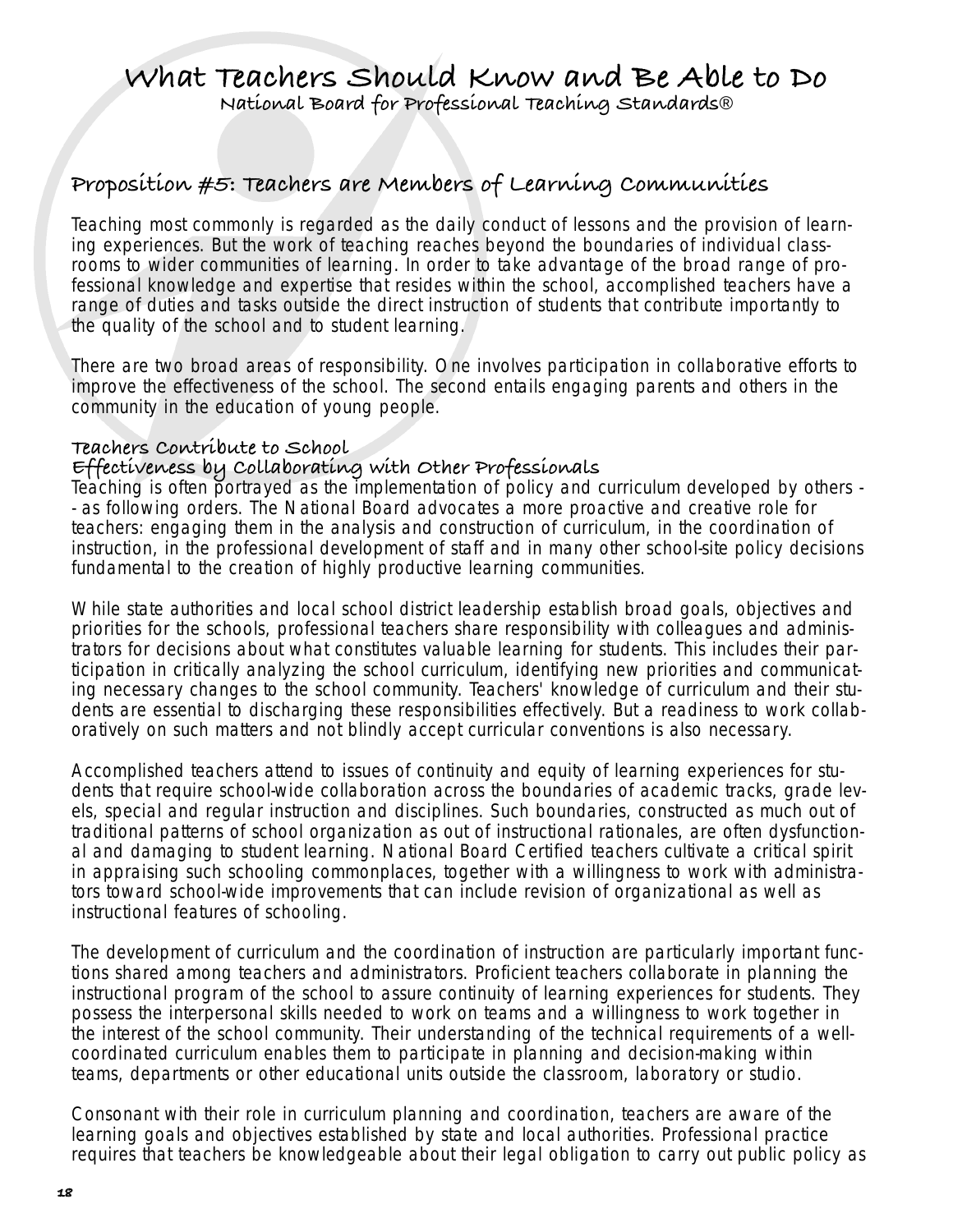# What Teachers Should Know and Be Able to Do

National Board for Professional Teaching Standards®

## Proposition #5: Teachers are Members of Learning Communities

Teaching most commonly is regarded as the daily conduct of lessons and the provision of learning experiences. But the work of teaching reaches beyond the boundaries of individual classrooms to wider communities of learning. In order to take advantage of the broad range of professional knowledge and expertise that resides within the school, accomplished teachers have a range of duties and tasks outside the direct instruction of students that contribute importantly to the quality of the school and to student learning.

There are two broad areas of responsibility. One involves participation in collaborative efforts to improve the effectiveness of the school. The second entails engaging parents and others in the community in the education of young people.

### Teachers Contribute to School Effectiveness by Collaborating with Other Professionals

Teaching is often portrayed as the implementation of policy and curriculum developed by others -- as following orders. The National Board advocates a more proactive and creative role for teachers: engaging them in the analysis and construction of curriculum, in the coordination of instruction, in the professional development of staff and in many other school-site policy decisions fundamental to the creation of highly productive learning communities.

While state authorities and local school district leadership establish broad goals, objectives and priorities for the schools, professional teachers share responsibility with colleagues and administrators for decisions about what constitutes valuable learning for students. This includes their participation in critically analyzing the school curriculum, identifying new priorities and communicating necessary changes to the school community. Teachers' knowledge of curriculum and their students are essential to discharging these responsibilities effectively. But a readiness to work collaboratively on such matters and not blindly accept curricular conventions is also necessary.

Accomplished teachers attend to issues of continuity and equity of learning experiences for students that require school-wide collaboration across the boundaries of academic tracks, grade levels, special and regular instruction and disciplines. Such boundaries, constructed as much out of traditional patterns of school organization as out of instructional rationales, are often dysfunctional and damaging to student learning. National Board Certified teachers cultivate a critical spirit in appraising such schooling commonplaces, together with a willingness to work with administrators toward school-wide improvements that can include revision of organizational as well as instructional features of schooling.

The development of curriculum and the coordination of instruction are particularly important functions shared among teachers and administrators. Proficient teachers collaborate in planning the instructional program of the school to assure continuity of learning experiences for students. They possess the interpersonal skills needed to work on teams and a willingness to work together in the interest of the school community. Their understanding of the technical requirements of a well-coordinated curriculum enables them to participate in planning and decision-making within teams, departments or other educational units outside the classroom, laboratory or studio.

Consonant with their role in curriculum planning and coordination, teachers are aware of the learning goals and objectives established by state and local authorities. Professional practice requires that teachers be knowledgeable about their legal obligation to carry out public policy as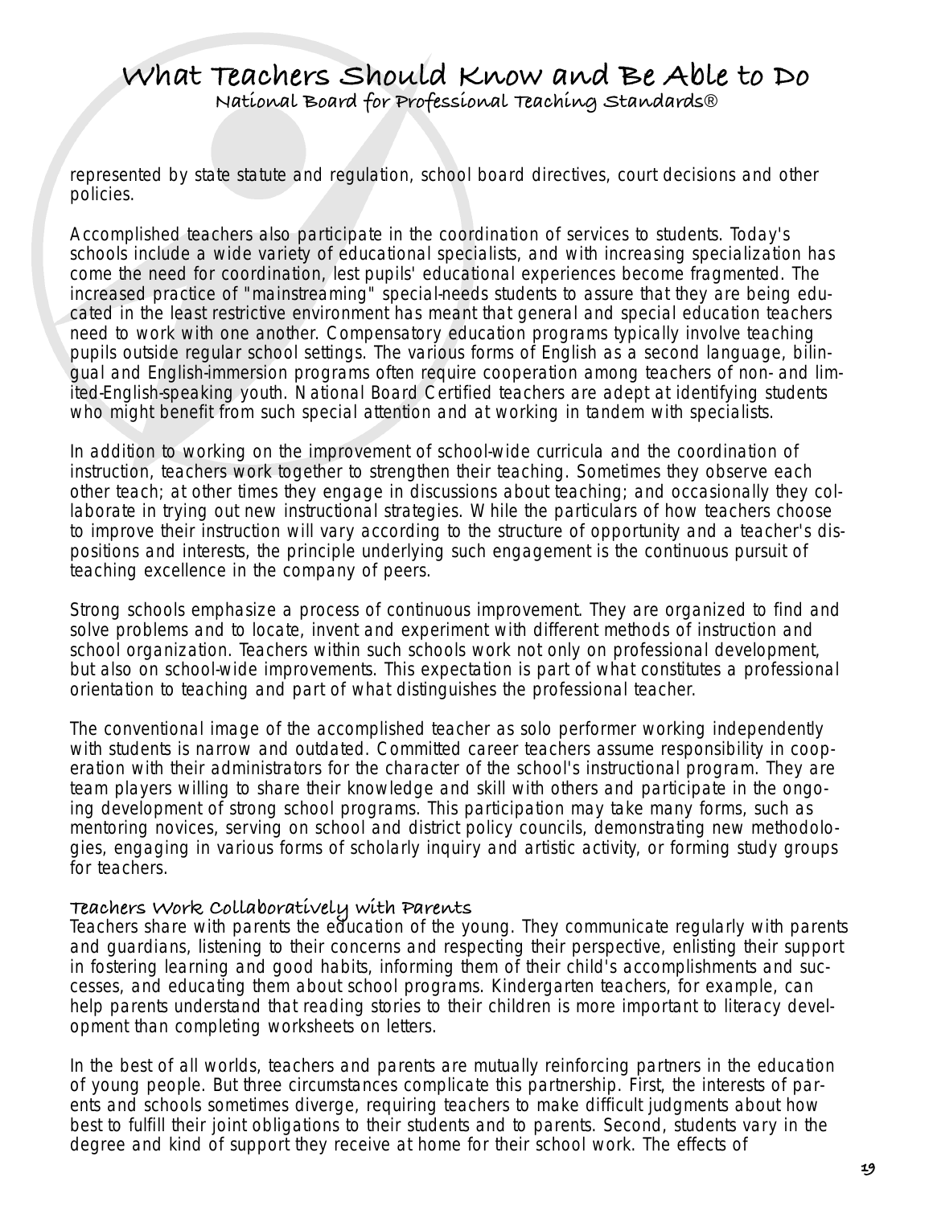represented by state statute and regulation, school board directives, court decisions and other policies.

Accomplished teachers also participate in the coordination of services to students. Today's schools include a wide variety of educational specialists, and with increasing specialization has come the need for coordination, lest pupils' educational experiences become fragmented. The increased practice of "mainstreaming" special-needs students to assure that they are being educated in the least restrictive environment has meant that general and special education teachers need to work with one another. Compensatory education programs typically involve teaching pupils outside regular school settings. The various forms of English as a second language, bilingual and English-immersion programs often require cooperation among teachers of non- and limited-English-speaking youth. National Board Certified teachers are adept at identifying students who might benefit from such special attention and at working in tandem with specialists.

In addition to working on the improvement of school-wide curricula and the coordination of instruction, teachers work together to strengthen their teaching. Sometimes they observe each other teach; at other times they engage in discussions about teaching; and occasionally they collaborate in trying out new instructional strategies. While the particulars of how teachers choose to improve their instruction will vary according to the structure of opportunity and a teacher's dispositions and interests, the principle underlying such engagement is the continuous pursuit of teaching excellence in the company of peers.

Strong schools emphasize a process of continuous improvement. They are organized to find and solve problems and to locate, invent and experiment with different methods of instruction and school organization. Teachers within such schools work not only on professional development, but also on school-wide improvements. This expectation is part of what constitutes a professional orientation to teaching and part of what distinguishes the professional teacher.

The conventional image of the accomplished teacher as solo performer working independently with students is narrow and outdated. Committed career teachers assume responsibility in cooperation with their administrators for the character of the school's instructional program. They are team players willing to share their knowledge and skill with others and participate in the ongoing development of strong school programs. This participation may take many forms, such as mentoring novices, serving on school and district policy councils, demonstrating new methodologies, engaging in various forms of scholarly inquiry and artistic activity, or forming study groups for teachers.

### Teachers Work Collaboratively with Parents

Teachers share with parents the education of the young. They communicate regularly with parents and guardians, listening to their concerns and respecting their perspective, enlisting their support in fostering learning and good habits, informing them of their child's accomplishments and successes, and educating them about school programs. Kindergarten teachers, for example, can help parents understand that reading stories to their children is more important to literacy development than completing worksheets on letters.

In the best of all worlds, teachers and parents are mutually reinforcing partners in the education of young people. But three circumstances complicate this partnership. First, the interests of parents and schools sometimes diverge, requiring teachers to make difficult judgments about how best to fulfill their joint obligations to their students and to parents. Second, students vary in the degree and kind of support they receive at home for their school work. The effects of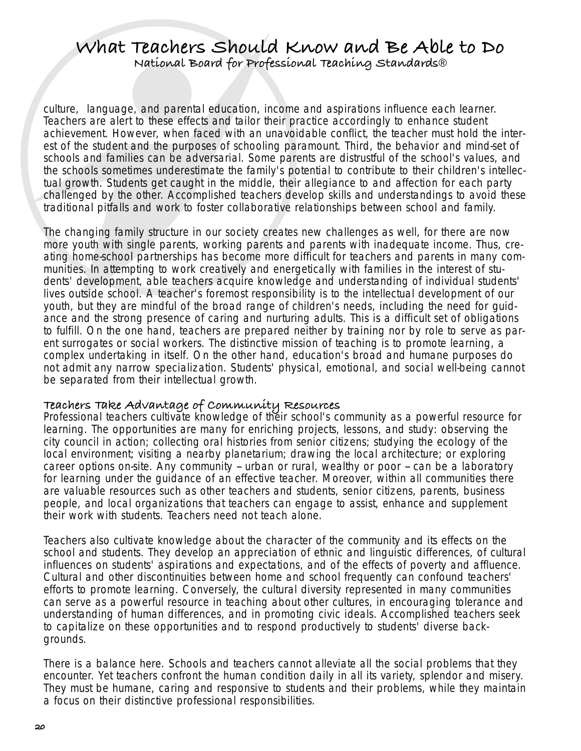culture, language, and parental education, income and aspirations influence each learner. Teachers are alert to these effects and tailor their practice accordingly to enhance student achievement. However, when faced with an unavoidable conflict, the teacher must hold the interest of the student and the purposes of schooling paramount. Third, the behavior and mind-set of schools and families can be adversarial. Some parents are distrustful of the school's values, and the schools sometimes underestimate the family's potential to contribute to their children's intellectual growth. Students get caught in the middle, their allegiance to and affection for each party challenged by the other. Accomplished teachers develop skills and understandings to avoid these traditional pitfalls and work to foster collaborative relationships between school and family.

The changing family structure in our society creates new challenges as well, for there are now more youth with single parents, working parents and parents with inadequate income. Thus, creating home-school partnerships has become more difficult for teachers and parents in many communities. In attempting to work creatively and energetically with families in the interest of students' development, able teachers acquire knowledge and understanding of individual students' lives outside school. A teacher's foremost responsibility is to the intellectual development of our youth, but they are mindful of the broad range of children's needs, including the need for guidance and the strong presence of caring and nurturing adults. This is a difficult set of obligations to fulfill. On the one hand, teachers are prepared neither by training nor by role to serve as parent surrogates or social workers. The distinctive mission of teaching is to promote learning, a complex undertaking in itself. On the other hand, education's broad and humane purposes do not admit any narrow specialization. Students' physical, emotional, and social well-being cannot be separated from their intellectual growth.

### Teachers Take Advantage of Community Resources

Professional teachers cultivate knowledge of their school's community as a powerful resource for learning. The opportunities are many for enriching projects, lessons, and study: observing the city council in action; collecting oral histories from senior citizens; studying the ecology of the local environment; visiting a nearby planetarium; drawing the local architecture; or exploring career options on-site. Any community – urban or rural, wealthy or poor – can be a laboratory for learning under the guidance of an effective teacher. Moreover, within all communities there are valuable resources such as other teachers and students, senior citizens, parents, business people, and local organizations that teachers can engage to assist, enhance and supplement their work with students. Teachers need not teach alone.

Teachers also cultivate knowledge about the character of the community and its effects on the school and students. They develop an appreciation of ethnic and linguistic differences, of cultural influences on students' aspirations and expectations, and of the effects of poverty and affluence. Cultural and other discontinuities between home and school frequently can confound teachers' efforts to promote learning. Conversely, the cultural diversity represented in many communities can serve as a powerful resource in teaching about other cultures, in encouraging tolerance and understanding of human differences, and in promoting civic ideals. Accomplished teachers seek to capitalize on these opportunities and to respond productively to students' diverse backgrounds.

There is a balance here. Schools and teachers cannot alleviate all the social problems that they encounter. Yet teachers confront the human condition daily in all its variety, splendor and misery. They must be humane, caring and responsive to students and their problems, while they maintain a focus on their distinctive professional responsibilities.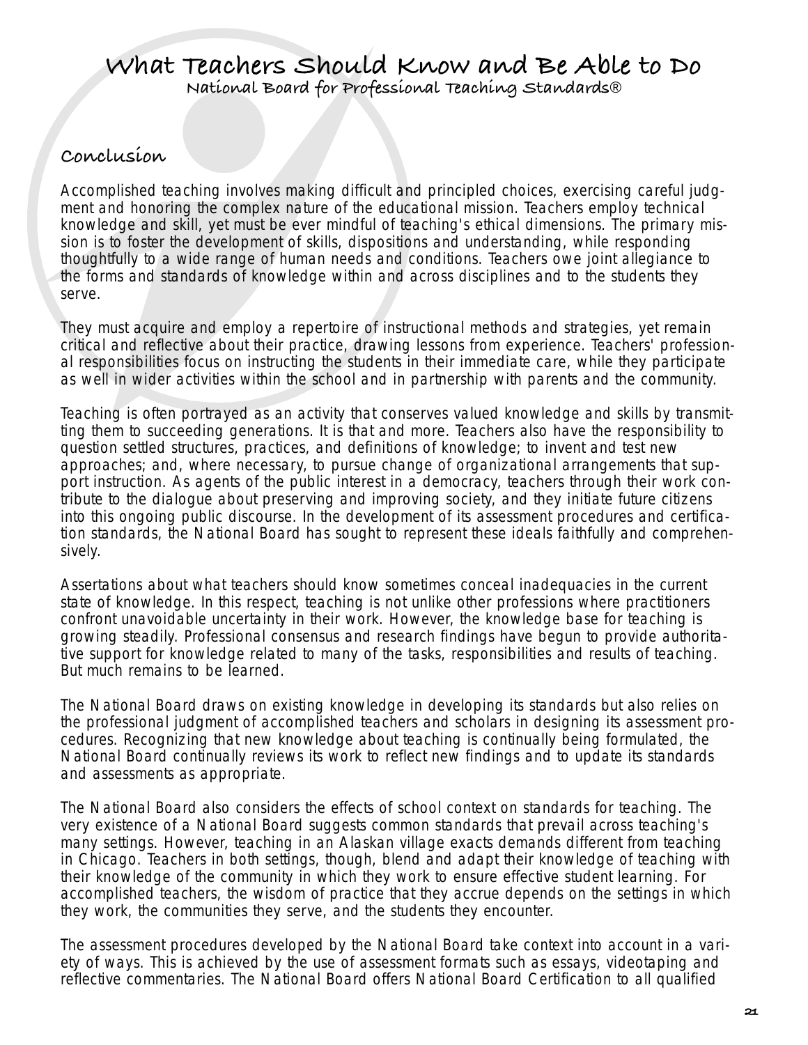# What Teachers Should Know and Be Able to Do

National Board for Professional Teaching Standards®

## Conclusion

Accomplished teaching involves making difficult and principled choices, exercising careful judgment and honoring the complex nature of the educational mission. Teachers employ technical knowledge and skill, yet must be ever mindful of teaching's ethical dimensions. The primary mission is to foster the development of skills, dispositions and understanding, while responding thoughtfully to a wide range of human needs and conditions. Teachers owe joint allegiance to the forms and standards of knowledge within and across disciplines and to the students they serve.

They must acquire and employ a repertoire of instructional methods and strategies, yet remain critical and reflective about their practice, drawing lessons from experience. Teachers' professional responsibilities focus on instructing the students in their immediate care, while they participate as well in wider activities within the school and in partnership with parents and the community.

Teaching is often portrayed as an activity that conserves valued knowledge and skills by transmitting them to succeeding generations. It is that and more. Teachers also have the responsibility to question settled structures, practices, and definitions of knowledge; to invent and test new approaches; and, where necessary, to pursue change of organizational arrangements that support instruction. As agents of the public interest in a democracy, teachers through their work contribute to the dialogue about preserving and improving society, and they initiate future citizens into this ongoing public discourse. In the development of its assessment procedures and certification standards, the National Board has sought to represent these ideals faithfully and comprehensively.

Assertations about what teachers should know sometimes conceal inadequacies in the current state of knowledge. In this respect, teaching is not unlike other professions where practitioners confront unavoidable uncertainty in their work. However, the knowledge base for teaching is growing steadily. Professional consensus and research findings have begun to provide authoritative support for knowledge related to many of the tasks, responsibilities and results of teaching. But much remains to be learned.

The National Board draws on existing knowledge in developing its standards but also relies on the professional judgment of accomplished teachers and scholars in designing its assessment procedures. Recognizing that new knowledge about teaching is continually being formulated, the National Board continually reviews its work to reflect new findings and to update its standards and assessments as appropriate.

The National Board also considers the effects of school context on standards for teaching. The very existence of a National Board suggests common standards that prevail across teaching's many settings. However, teaching in an Alaskan village exacts demands different from teaching in Chicago. Teachers in both settings, though, blend and adapt their knowledge of teaching with their knowledge of the community in which they work to ensure effective student learning. For accomplished teachers, the wisdom of practice that they accrue depends on the settings in which they work, the communities they serve, and the students they encounter.

The assessment procedures developed by the National Board take context into account in a variety of ways. This is achieved by the use of assessment formats such as essays, videotaping and reflective commentaries. The National Board offers National Board Certification to all qualified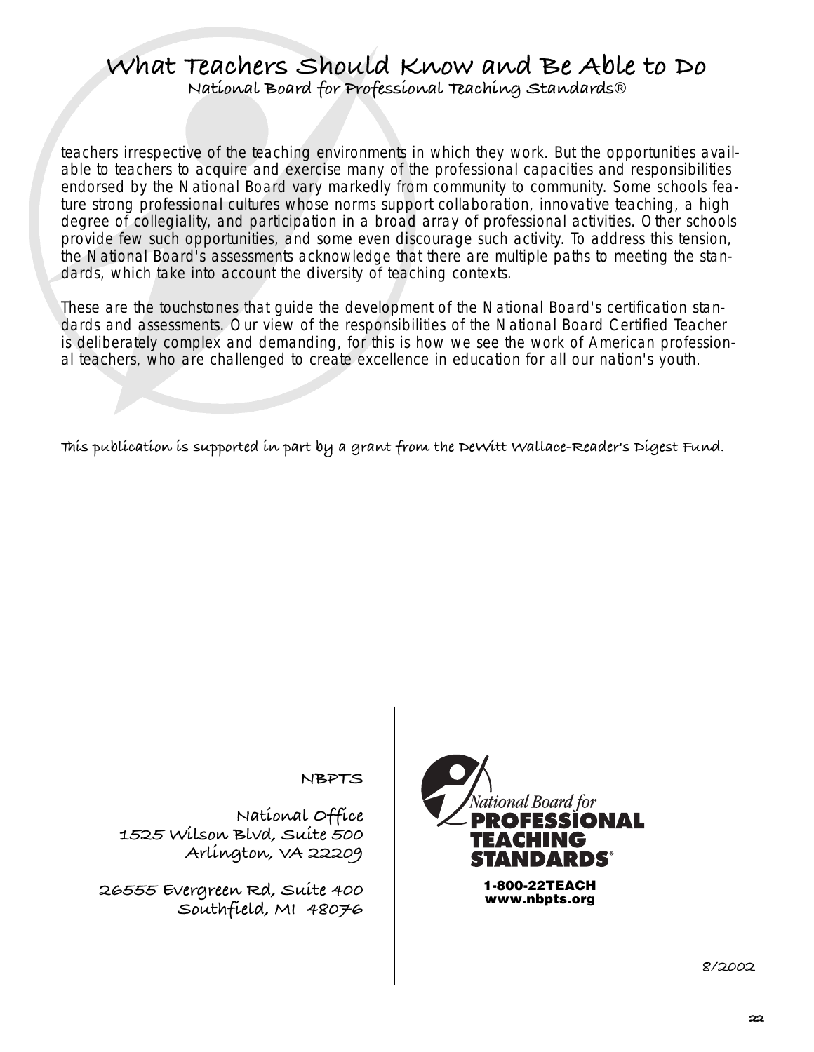teachers irrespective of the teaching environments in which they work. But the opportunities available to teachers to acquire and exercise many of the professional capacities and responsibilities endorsed by the National Board vary markedly from community to community. Some schools feature strong professional cultures whose norms support collaboration, innovative teaching, a high degree of collegiality, and participation in a broad array of professional activities. Other schools provide few such opportunities, and some even discourage such activity. To address this tension, the National Board's assessments acknowledge that there are multiple paths to meeting the standards, which take into account the diversity of teaching contexts.

These are the touchstones that guide the development of the National Board's certification standards and assessments. Our view of the responsibilities of the National Board Certified Teacher is deliberately complex and demanding, for this is how we see the work of American professional teachers, who are challenged to create excellence in education for all our nation's youth.

This publication is supported in part by a grant from the DeWitt Wallace-Reader's Digest Fund.

NBPTS

National Office
1525 Wilson Blvd, Suite 500
Arlington, VA 22209

26555 Evergreen Rd, Suite 400
Southfield, MI 48076

National Board for
**PROFESSIONAL TEACHING STANDARDS®**

**1-800-22TEACH**
**www.nbpts.org**

8/2002